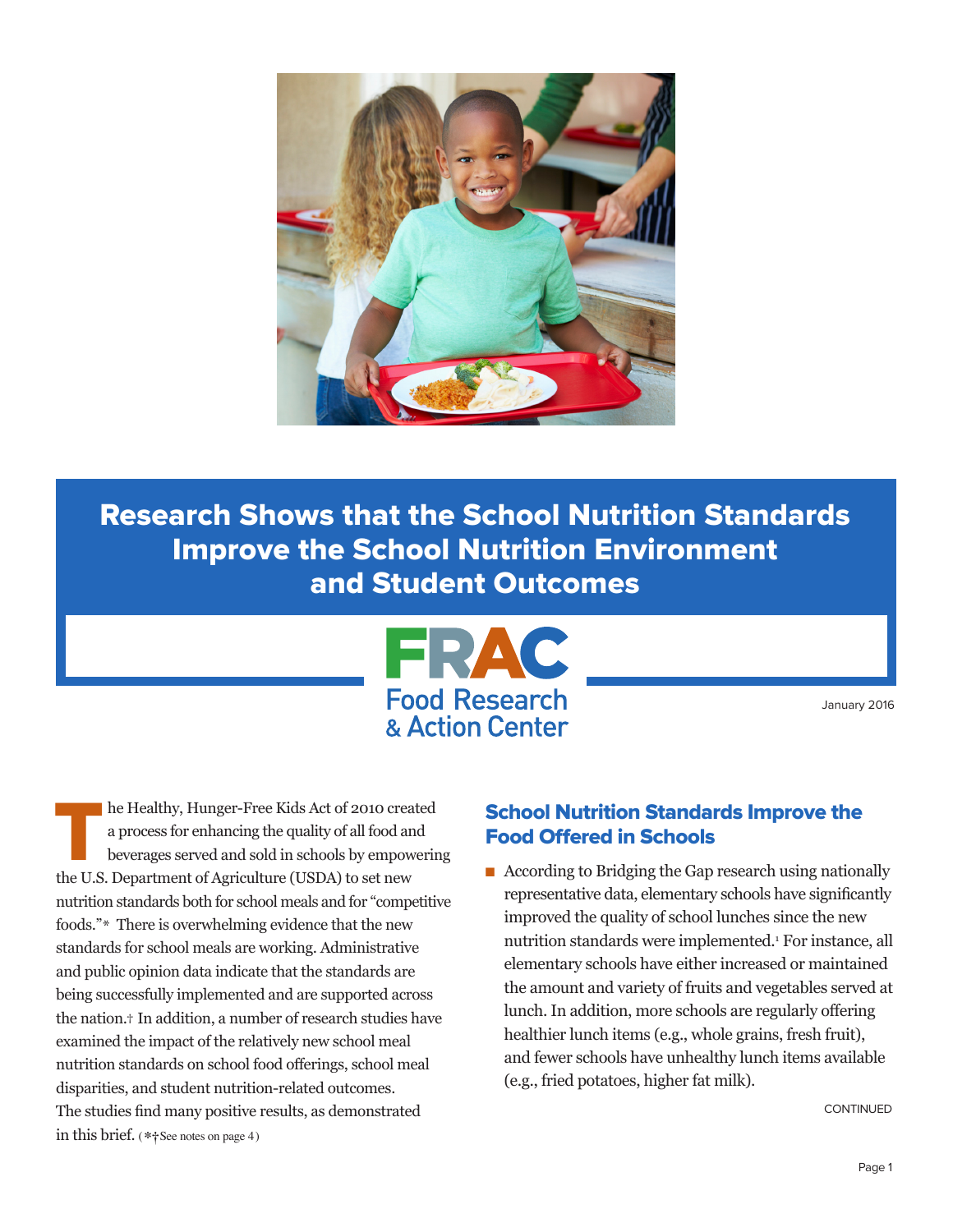# Research Shows that the School Nutrition Standards Improve the School Nutrition Environment and Student Outcomes

FRAC Food Research & Action Center

January 2016

The Healthy, Hunger-Free Kids Act of 2010 created a process for enhancing the quality of all food and beverages served and sold in schools by empowering the U.S. Department of Agriculture (USDA) to set new nutrition standards both for school meals and for "competitive foods."* There is overwhelming evidence that the new standards for school meals are working. Administrative and public opinion data indicate that the standards are being successfully implemented and are supported across the nation.† In addition, a number of research studies have examined the impact of the relatively new school meal nutrition standards on school food offerings, school meal disparities, and student nutrition-related outcomes. The studies find many positive results, as demonstrated in this brief. (*†See notes on page 4)

## School Nutrition Standards Improve the Food Offered in Schools

- According to Bridging the Gap research using nationally representative data, elementary schools have significantly improved the quality of school lunches since the new nutrition standards were implemented.[1] For instance, all elementary schools have either increased or maintained the amount and variety of fruits and vegetables served at lunch. In addition, more schools are regularly offering healthier lunch items (e.g., whole grains, fresh fruit), and fewer schools have unhealthy lunch items available (e.g., fried potatoes, higher fat milk).

CONTINUED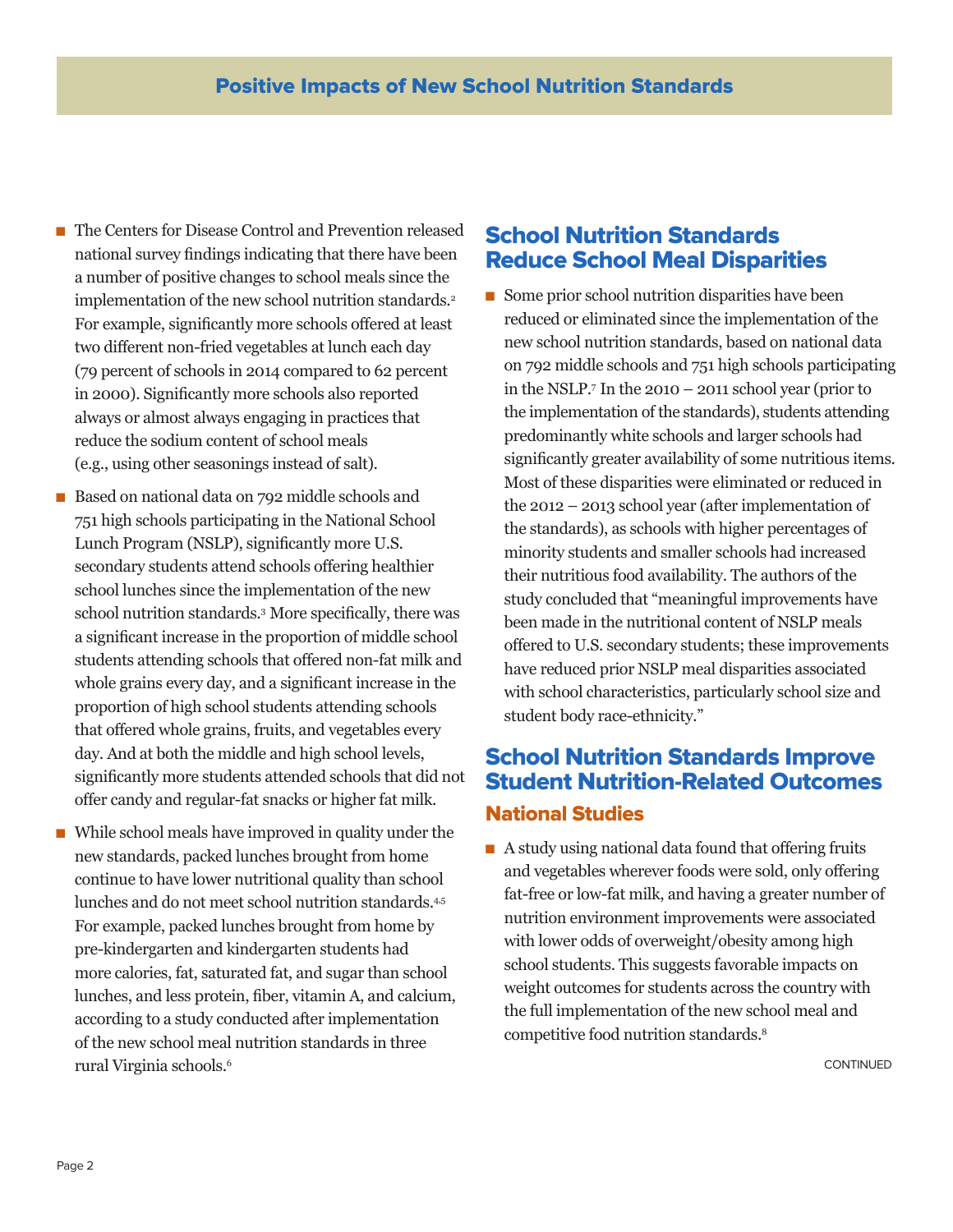## Positive Impacts of New School Nutrition Standards

- The Centers for Disease Control and Prevention released national survey findings indicating that there have been a number of positive changes to school meals since the implementation of the new school nutrition standards.[2] For example, significantly more schools offered at least two different non-fried vegetables at lunch each day (79 percent of schools in 2014 compared to 62 percent in 2000). Significantly more schools also reported always or almost always engaging in practices that reduce the sodium content of school meals (e.g., using other seasonings instead of salt).
- Based on national data on 792 middle schools and 751 high schools participating in the National School Lunch Program (NSLP), significantly more U.S. secondary students attend schools offering healthier school lunches since the implementation of the new school nutrition standards.[3] More specifically, there was a significant increase in the proportion of middle school students attending schools that offered non-fat milk and whole grains every day, and a significant increase in the proportion of high school students attending schools that offered whole grains, fruits, and vegetables every day. And at both the middle and high school levels, significantly more students attended schools that did not offer candy and regular-fat snacks or higher fat milk.
- While school meals have improved in quality under the new standards, packed lunches brought from home continue to have lower nutritional quality than school lunches and do not meet school nutrition standards.[4,5] For example, packed lunches brought from home by pre-kindergarten and kindergarten students had more calories, fat, saturated fat, and sugar than school lunches, and less protein, fiber, vitamin A, and calcium, according to a study conducted after implementation of the new school meal nutrition standards in three rural Virginia schools.[6]

## School Nutrition Standards Reduce School Meal Disparities

- Some prior school nutrition disparities have been reduced or eliminated since the implementation of the new school nutrition standards, based on national data on 792 middle schools and 751 high schools participating in the NSLP.[7] In the 2010 – 2011 school year (prior to the implementation of the standards), students attending predominantly white schools and larger schools had significantly greater availability of some nutritious items. Most of these disparities were eliminated or reduced in the 2012 – 2013 school year (after implementation of the standards), as schools with higher percentages of minority students and smaller schools had increased their nutritious food availability. The authors of the study concluded that "meaningful improvements have been made in the nutritional content of NSLP meals offered to U.S. secondary students; these improvements have reduced prior NSLP meal disparities associated with school characteristics, particularly school size and student body race-ethnicity."

## School Nutrition Standards Improve Student Nutrition-Related Outcomes

### National Studies

- A study using national data found that offering fruits and vegetables wherever foods were sold, only offering fat-free or low-fat milk, and having a greater number of nutrition environment improvements were associated with lower odds of overweight/obesity among high school students. This suggests favorable impacts on weight outcomes for students across the country with the full implementation of the new school meal and competitive food nutrition standards.[8]

CONTINUED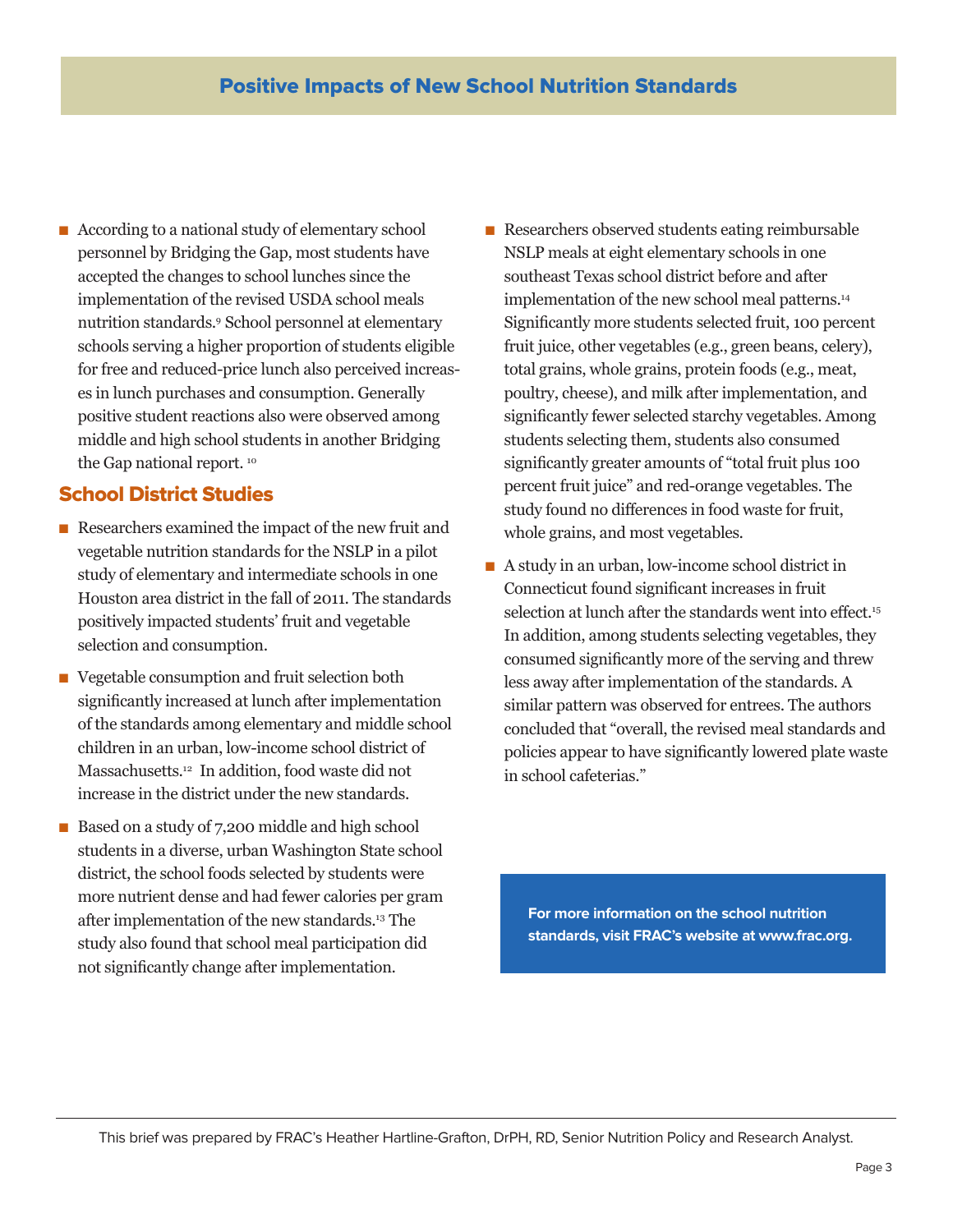## Positive Impacts of New School Nutrition Standards

- According to a national study of elementary school personnel by Bridging the Gap, most students have accepted the changes to school lunches since the implementation of the revised USDA school meals nutrition standards.[9] School personnel at elementary schools serving a higher proportion of students eligible for free and reduced-price lunch also perceived increases in lunch purchases and consumption. Generally positive student reactions also were observed among middle and high school students in another Bridging the Gap national report. [10]

### School District Studies

- Researchers examined the impact of the new fruit and vegetable nutrition standards for the NSLP in a pilot study of elementary and intermediate schools in one Houston area district in the fall of 2011. The standards positively impacted students' fruit and vegetable selection and consumption.
- Vegetable consumption and fruit selection both significantly increased at lunch after implementation of the standards among elementary and middle school children in an urban, low-income school district of Massachusetts.[12] In addition, food waste did not increase in the district under the new standards.
- Based on a study of 7,200 middle and high school students in a diverse, urban Washington State school district, the school foods selected by students were more nutrient dense and had fewer calories per gram after implementation of the new standards.[13] The study also found that school meal participation did not significantly change after implementation.
- Researchers observed students eating reimbursable NSLP meals at eight elementary schools in one southeast Texas school district before and after implementation of the new school meal patterns.[14] Significantly more students selected fruit, 100 percent fruit juice, other vegetables (e.g., green beans, celery), total grains, whole grains, protein foods (e.g., meat, poultry, cheese), and milk after implementation, and significantly fewer selected starchy vegetables. Among students selecting them, students also consumed significantly greater amounts of "total fruit plus 100 percent fruit juice" and red-orange vegetables. The study found no differences in food waste for fruit, whole grains, and most vegetables.
- A study in an urban, low-income school district in Connecticut found significant increases in fruit selection at lunch after the standards went into effect.[15] In addition, among students selecting vegetables, they consumed significantly more of the serving and threw less away after implementation of the standards. A similar pattern was observed for entrees. The authors concluded that "overall, the revised meal standards and policies appear to have significantly lowered plate waste in school cafeterias."

**For more information on the school nutrition standards, visit FRAC's website at www.frac.org.**

This brief was prepared by FRAC's Heather Hartline-Grafton, DrPH, RD, Senior Nutrition Policy and Research Analyst.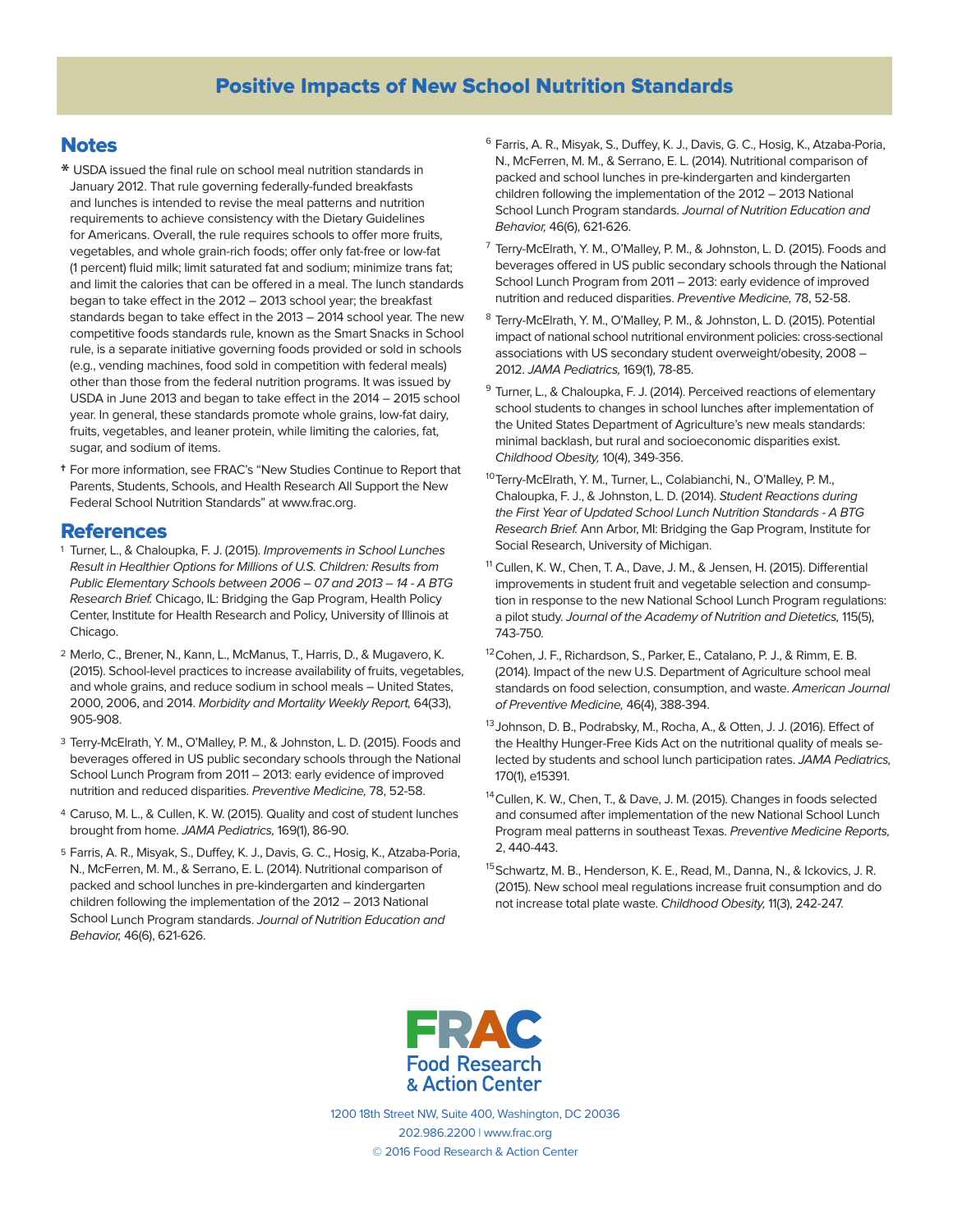# Positive Impacts of New School Nutrition Standards

## Notes

\* USDA issued the final rule on school meal nutrition standards in January 2012. That rule governing federally-funded breakfasts and lunches is intended to revise the meal patterns and nutrition requirements to achieve consistency with the Dietary Guidelines for Americans. Overall, the rule requires schools to offer more fruits, vegetables, and whole grain-rich foods; offer only fat-free or low-fat (1 percent) fluid milk; limit saturated fat and sodium; minimize trans fat; and limit the calories that can be offered in a meal. The lunch standards began to take effect in the 2012 – 2013 school year; the breakfast standards began to take effect in the 2013 – 2014 school year. The new competitive foods standards rule, known as the Smart Snacks in School rule, is a separate initiative governing foods provided or sold in schools (e.g., vending machines, food sold in competition with federal meals) other than those from the federal nutrition programs. It was issued by USDA in June 2013 and began to take effect in the 2014 – 2015 school year. In general, these standards promote whole grains, low-fat dairy, fruits, vegetables, and leaner protein, while limiting the calories, fat, sugar, and sodium of items.

† For more information, see FRAC's "New Studies Continue to Report that Parents, Students, Schools, and Health Research All Support the New Federal School Nutrition Standards" at www.frac.org.

## References

1. Turner, L., & Chaloupka, F. J. (2015). *Improvements in School Lunches Result in Healthier Options for Millions of U.S. Children: Results from Public Elementary Schools between 2006 – 07 and 2013 – 14 - A BTG Research Brief.* Chicago, IL: Bridging the Gap Program, Health Policy Center, Institute for Health Research and Policy, University of Illinois at Chicago.

2. Merlo, C., Brener, N., Kann, L., McManus, T., Harris, D., & Mugavero, K. (2015). School-level practices to increase availability of fruits, vegetables, and whole grains, and reduce sodium in school meals – United States, 2000, 2006, and 2014. *Morbidity and Mortality Weekly Report,* 64(33), 905-908.

3. Terry-McElrath, Y. M., O'Malley, P. M., & Johnston, L. D. (2015). Foods and beverages offered in US public secondary schools through the National School Lunch Program from 2011 – 2013: early evidence of improved nutrition and reduced disparities. *Preventive Medicine,* 78, 52-58.

4. Caruso, M. L., & Cullen, K. W. (2015). Quality and cost of student lunches brought from home. *JAMA Pediatrics,* 169(1), 86-90.

5. Farris, A. R., Misyak, S., Duffey, K. J., Davis, G. C., Hosig, K., Atzaba-Poria, N., McFerren, M. M., & Serrano, E. L. (2014). Nutritional comparison of packed and school lunches in pre-kindergarten and kindergarten children following the implementation of the 2012 – 2013 National School Lunch Program standards. *Journal of Nutrition Education and Behavior,* 46(6), 621-626.

6. Farris, A. R., Misyak, S., Duffey, K. J., Davis, G. C., Hosig, K., Atzaba-Poria, N., McFerren, M. M., & Serrano, E. L. (2014). Nutritional comparison of packed and school lunches in pre-kindergarten and kindergarten children following the implementation of the 2012 – 2013 National School Lunch Program standards. *Journal of Nutrition Education and Behavior,* 46(6), 621-626.

7. Terry-McElrath, Y. M., O'Malley, P. M., & Johnston, L. D. (2015). Foods and beverages offered in US public secondary schools through the National School Lunch Program from 2011 – 2013: early evidence of improved nutrition and reduced disparities. *Preventive Medicine,* 78, 52-58.

8. Terry-McElrath, Y. M., O'Malley, P. M., & Johnston, L. D. (2015). Potential impact of national school nutritional environment policies: cross-sectional associations with US secondary student overweight/obesity, 2008 – 2012. *JAMA Pediatrics,* 169(1), 78-85.

9. Turner, L., & Chaloupka, F. J. (2014). Perceived reactions of elementary school students to changes in school lunches after implementation of the United States Department of Agriculture's new meals standards: minimal backlash, but rural and socioeconomic disparities exist. *Childhood Obesity,* 10(4), 349-356.

10. Terry-McElrath, Y. M., Turner, L., Colabianchi, N., O'Malley, P. M., Chaloupka, F. J., & Johnston, L. D. (2014). *Student Reactions during the First Year of Updated School Lunch Nutrition Standards - A BTG Research Brief.* Ann Arbor, MI: Bridging the Gap Program, Institute for Social Research, University of Michigan.

11. Cullen, K. W., Chen, T. A., Dave, J. M., & Jensen, H. (2015). Differential improvements in student fruit and vegetable selection and consumption in response to the new National School Lunch Program regulations: a pilot study. *Journal of the Academy of Nutrition and Dietetics,* 115(5), 743-750.

12. Cohen, J. F., Richardson, S., Parker, E., Catalano, P. J., & Rimm, E. B. (2014). Impact of the new U.S. Department of Agriculture school meal standards on food selection, consumption, and waste. *American Journal of Preventive Medicine,* 46(4), 388-394.

13. Johnson, D. B., Podrabsky, M., Rocha, A., & Otten, J. J. (2016). Effect of the Healthy Hunger-Free Kids Act on the nutritional quality of meals selected by students and school lunch participation rates. *JAMA Pediatrics,* 170(1), e15391.

14. Cullen, K. W., Chen, T., & Dave, J. M. (2015). Changes in foods selected and consumed after implementation of the new National School Lunch Program meal patterns in southeast Texas. *Preventive Medicine Reports,* 2, 440-443.

15. Schwartz, M. B., Henderson, K. E., Read, M., Danna, N., & Ickovics, J. R. (2015). New school meal regulations increase fruit consumption and do not increase total plate waste. *Childhood Obesity,* 11(3), 242-247.

FRAC
Food Research & Action Center

1200 18th Street NW, Suite 400, Washington, DC 20036
202.986.2200 | www.frac.org
© 2016 Food Research & Action Center